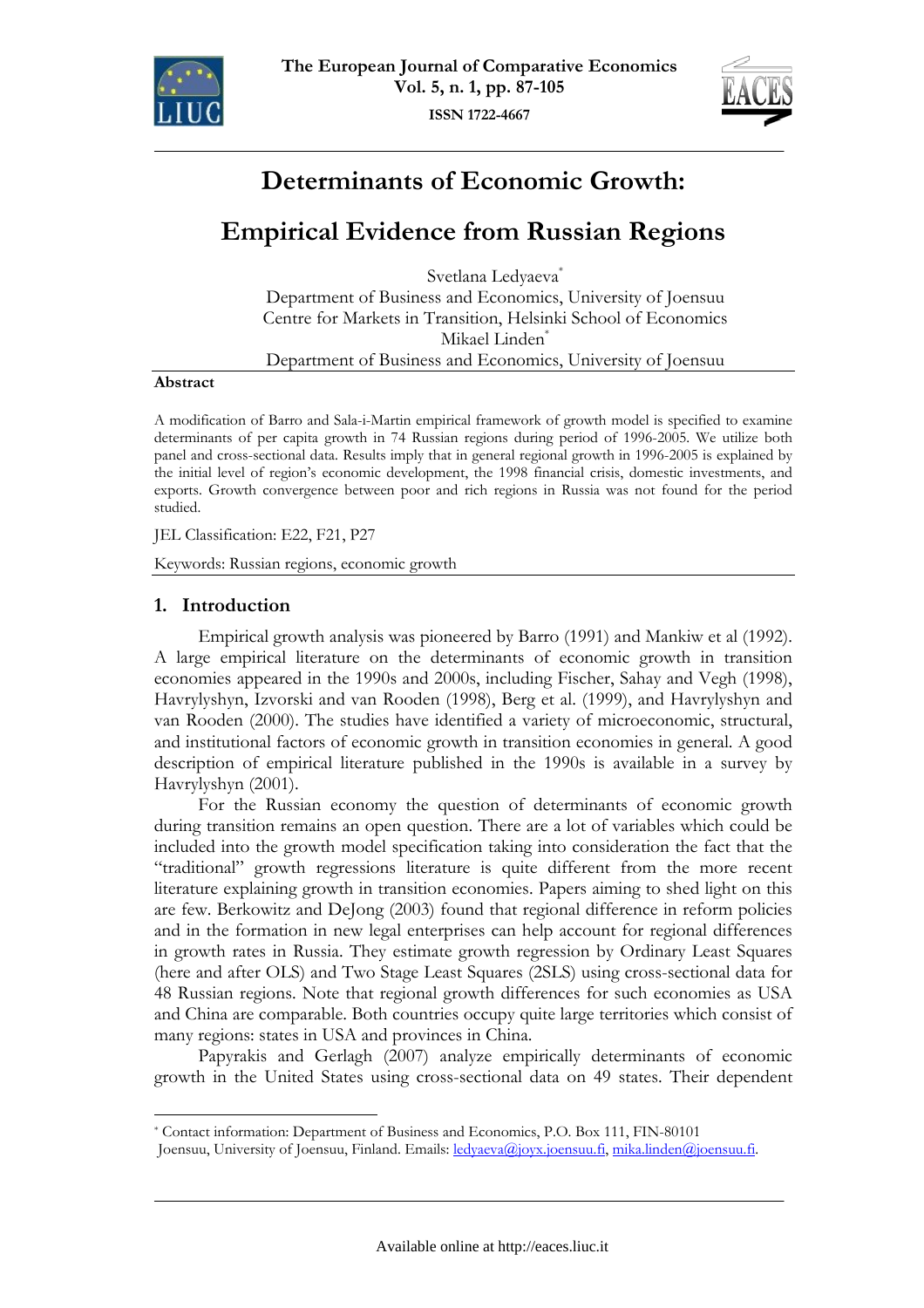# Determinants of Economic Growth:

# Empirical Evidence from Russian Regions

Svetlana Ledyaeva[*]
Department of Business and Economics, University of Joensuu
Centre for Markets in Transition, Helsinki School of Economics
Mikael Linden[*]
Department of Business and Economics, University of Joensuu

**Abstract**

A modification of Barro and Sala-i-Martin empirical framework of growth model is specified to examine determinants of per capita growth in 74 Russian regions during period of 1996-2005. We utilize both panel and cross-sectional data. Results imply that in general regional growth in 1996-2005 is explained by the initial level of region's economic development, the 1998 financial crisis, domestic investments, and exports. Growth convergence between poor and rich regions in Russia was not found for the period studied.

JEL Classification: E22, F21, P27

Keywords: Russian regions, economic growth

## 1. Introduction

Empirical growth analysis was pioneered by Barro (1991) and Mankiw et al (1992). A large empirical literature on the determinants of economic growth in transition economies appeared in the 1990s and 2000s, including Fischer, Sahay and Vegh (1998), Havrylyshyn, Izvorski and van Rooden (1998), Berg et al. (1999), and Havrylyshyn and van Rooden (2000). The studies have identified a variety of microeconomic, structural, and institutional factors of economic growth in transition economies in general. A good description of empirical literature published in the 1990s is available in a survey by Havrylyshyn (2001).

For the Russian economy the question of determinants of economic growth during transition remains an open question. There are a lot of variables which could be included into the growth model specification taking into consideration the fact that the "traditional" growth regressions literature is quite different from the more recent literature explaining growth in transition economies. Papers aiming to shed light on this are few. Berkowitz and DeJong (2003) found that regional difference in reform policies and in the formation in new legal enterprises can help account for regional differences in growth rates in Russia. They estimate growth regression by Ordinary Least Squares (here and after OLS) and Two Stage Least Squares (2SLS) using cross-sectional data for 48 Russian regions. Note that regional growth differences for such economies as USA and China are comparable. Both countries occupy quite large territories which consist of many regions: states in USA and provinces in China.

Papyrakis and Gerlagh (2007) analyze empirically determinants of economic growth in the United States using cross-sectional data on 49 states. Their dependent

---

[*] Contact information: Department of Business and Economics, P.O. Box 111, FIN-80101 Joensuu, University of Joensuu, Finland. Emails: ledyaeva@joyx.joensuu.fi, mika.linden@joensuu.fi.

Available online at http://eaces.liuc.it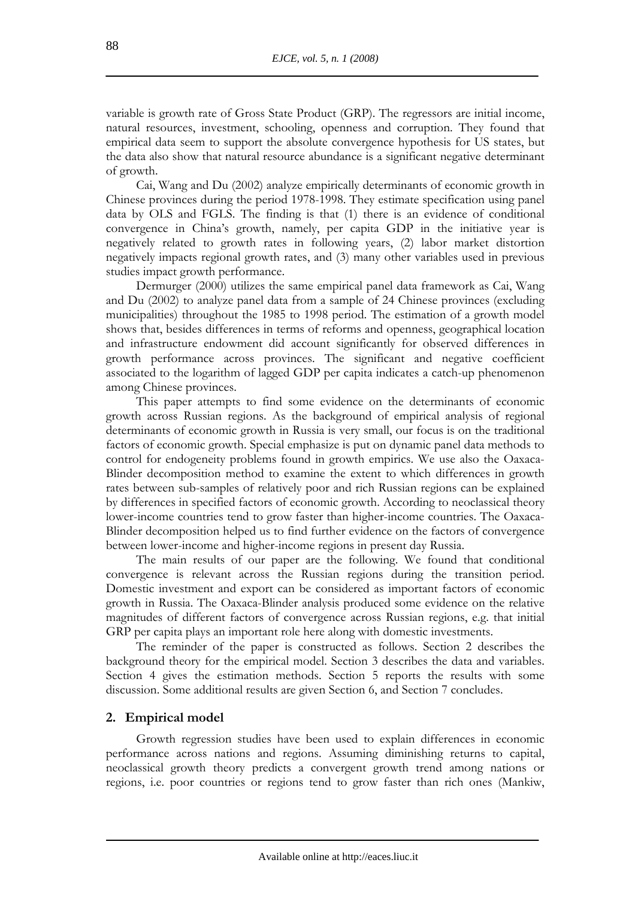variable is growth rate of Gross State Product (GRP). The regressors are initial income, natural resources, investment, schooling, openness and corruption. They found that empirical data seem to support the absolute convergence hypothesis for US states, but the data also show that natural resource abundance is a significant negative determinant of growth.

Cai, Wang and Du (2002) analyze empirically determinants of economic growth in Chinese provinces during the period 1978-1998. They estimate specification using panel data by OLS and FGLS. The finding is that (1) there is an evidence of conditional convergence in China's growth, namely, per capita GDP in the initiative year is negatively related to growth rates in following years, (2) labor market distortion negatively impacts regional growth rates, and (3) many other variables used in previous studies impact growth performance.

Dermurger (2000) utilizes the same empirical panel data framework as Cai, Wang and Du (2002) to analyze panel data from a sample of 24 Chinese provinces (excluding municipalities) throughout the 1985 to 1998 period. The estimation of a growth model shows that, besides differences in terms of reforms and openness, geographical location and infrastructure endowment did account significantly for observed differences in growth performance across provinces. The significant and negative coefficient associated to the logarithm of lagged GDP per capita indicates a catch-up phenomenon among Chinese provinces.

This paper attempts to find some evidence on the determinants of economic growth across Russian regions. As the background of empirical analysis of regional determinants of economic growth in Russia is very small, our focus is on the traditional factors of economic growth. Special emphasize is put on dynamic panel data methods to control for endogeneity problems found in growth empirics. We use also the Oaxaca-Blinder decomposition method to examine the extent to which differences in growth rates between sub-samples of relatively poor and rich Russian regions can be explained by differences in specified factors of economic growth. According to neoclassical theory lower-income countries tend to grow faster than higher-income countries. The Oaxaca-Blinder decomposition helped us to find further evidence on the factors of convergence between lower-income and higher-income regions in present day Russia.

The main results of our paper are the following. We found that conditional convergence is relevant across the Russian regions during the transition period. Domestic investment and export can be considered as important factors of economic growth in Russia. The Oaxaca-Blinder analysis produced some evidence on the relative magnitudes of different factors of convergence across Russian regions, e.g. that initial GRP per capita plays an important role here along with domestic investments.

The reminder of the paper is constructed as follows. Section 2 describes the background theory for the empirical model. Section 3 describes the data and variables. Section 4 gives the estimation methods. Section 5 reports the results with some discussion. Some additional results are given Section 6, and Section 7 concludes.

## 2. Empirical model

Growth regression studies have been used to explain differences in economic performance across nations and regions. Assuming diminishing returns to capital, neoclassical growth theory predicts a convergent growth trend among nations or regions, i.e. poor countries or regions tend to grow faster than rich ones (Mankiw,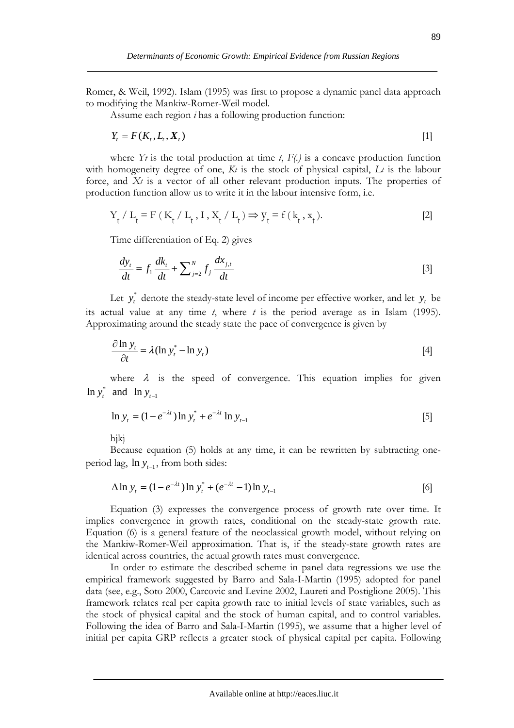Romer, & Weil, 1992). Islam (1995) was first to propose a dynamic panel data approach to modifying the Mankiw-Romer-Weil model.

Assume each region *i* has a following production function:

$$Y_t = F(K_t, L_t, \boldsymbol{X}_t) \quad [1]$$

where $Y_t$ is the total production at time *t*, *F(.)* is a concave production function with homogeneity degree of one, $K_t$ is the stock of physical capital, $L_t$ is the labour force, and $X_t$ is a vector of all other relevant production inputs. The properties of production function allow us to write it in the labour intensive form, i.e.

$$Y_t / L_t = F(K_t / L_t, I, X_t / L_t) \Rightarrow y_t = f(k_t, x_t). \quad [2]$$

Time differentiation of Eq. 2) gives

$$\frac{dy_t}{dt} = f_1 \frac{dk_t}{dt} + \sum_{j=2}^{N} f_j \frac{dx_{j,t}}{dt} \quad [3]$$

Let $y_t^*$ denote the steady-state level of income per effective worker, and let $y_t$ be its actual value at any time *t*, where *t* is the period average as in Islam (1995). Approximating around the steady state the pace of convergence is given by

$$\frac{\partial \ln y_t}{\partial t} = \lambda(\ln y_t^* - \ln y_t) \quad [4]$$

where $\lambda$ is the speed of convergence. This equation implies for given $\ln y_t^*$ and $\ln y_{t-1}$

$$\ln y_t = (1 - e^{-\lambda t}) \ln y_t^* + e^{-\lambda t} \ln y_{t-1} \quad [5]$$

hjkj

Because equation (5) holds at any time, it can be rewritten by subtracting one-period lag, $\ln y_{t-1}$, from both sides:

$$\Delta \ln y_t = (1 - e^{-\lambda t}) \ln y_t^* + (e^{-\lambda t} - 1) \ln y_{t-1} \quad [6]$$

Equation (3) expresses the convergence process of growth rate over time. It implies convergence in growth rates, conditional on the steady-state growth rate. Equation (6) is a general feature of the neoclassical growth model, without relying on the Mankiw-Romer-Weil approximation. That is, if the steady-state growth rates are identical across countries, the actual growth rates must convergence.

In order to estimate the described scheme in panel data regressions we use the empirical framework suggested by Barro and Sala-I-Martin (1995) adopted for panel data (see, e.g., Soto 2000, Carcovic and Levine 2002, Laureti and Postiglione 2005). This framework relates real per capita growth rate to initial levels of state variables, such as the stock of physical capital and the stock of human capital, and to control variables. Following the idea of Barro and Sala-I-Martin (1995), we assume that a higher level of initial per capita GRP reflects a greater stock of physical capital per capita. Following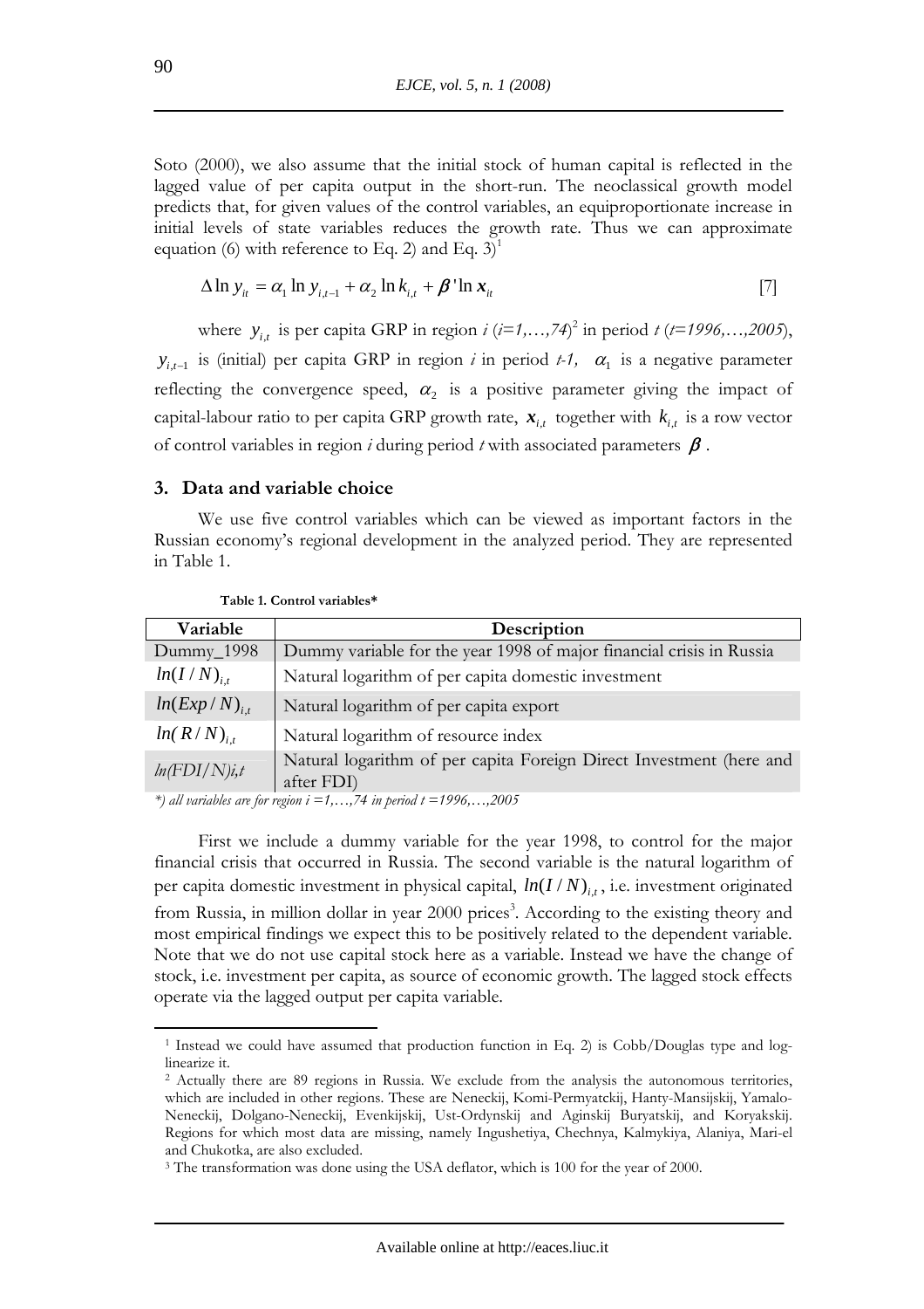Soto (2000), we also assume that the initial stock of human capital is reflected in the lagged value of per capita output in the short-run. The neoclassical growth model predicts that, for given values of the control variables, an equiproportionate increase in initial levels of state variables reduces the growth rate. Thus we can approximate equation (6) with reference to Eq. 2) and Eq. 3)[1]

$$\Delta \ln y_{it} = \alpha_1 \ln y_{i,t-1} + \alpha_2 \ln k_{i,t} + \boldsymbol{\beta}' \ln \boldsymbol{x}_{it} \qquad [7]$$

where $y_{i,t}$ is per capita GRP in region *i* (*i=1,…,74*)[2] in period *t* (*t=1996,…,2005*), $y_{i,t-1}$ is (initial) per capita GRP in region *i* in period *t-1,* $\alpha_1$ is a negative parameter reflecting the convergence speed, $\alpha_2$ is a positive parameter giving the impact of capital-labour ratio to per capita GRP growth rate, $\boldsymbol{x}_{i,t}$ together with $k_{i,t}$ is a row vector of control variables in region *i* during period *t* with associated parameters $\boldsymbol{\beta}$.

## 3. Data and variable choice

We use five control variables which can be viewed as important factors in the Russian economy's regional development in the analyzed period. They are represented in Table 1.

**Table 1. Control variables***

| Variable | Description |
|---|---|
| Dummy_1998 | Dummy variable for the year 1998 of major financial crisis in Russia |
| $ln(I/N)_{i,t}$ | Natural logarithm of per capita domestic investment |
| $ln(Exp/N)_{i,t}$ | Natural logarithm of per capita export |
| $ln(R/N)_{i,t}$ | Natural logarithm of resource index |
| $ln(FDI/N)_{i,t}$ | Natural logarithm of per capita Foreign Direct Investment (here and after FDI) |

*\*) all variables are for region i =1,…,74 in period t =1996,…,2005*

First we include a dummy variable for the year 1998, to control for the major financial crisis that occurred in Russia. The second variable is the natural logarithm of per capita domestic investment in physical capital, $ln(I/N)_{i,t}$, i.e. investment originated from Russia, in million dollar in year 2000 prices[3]. According to the existing theory and most empirical findings we expect this to be positively related to the dependent variable. Note that we do not use capital stock here as a variable. Instead we have the change of stock, i.e. investment per capita, as source of economic growth. The lagged stock effects operate via the lagged output per capita variable.

[1] Instead we could have assumed that production function in Eq. 2) is Cobb/Douglas type and log-linearize it.

[2] Actually there are 89 regions in Russia. We exclude from the analysis the autonomous territories, which are included in other regions. These are Neneckij, Komi-Permyatckij, Hanty-Mansijskij, Yamalo-Neneckij, Dolgano-Neneckij, Evenkijskij, Ust-Ordynskij and Aginskij Buryatskij, and Koryakskij. Regions for which most data are missing, namely Ingushetiya, Chechnya, Kalmykiya, Alaniya, Mari-el and Chukotka, are also excluded.

[3] The transformation was done using the USA deflator, which is 100 for the year of 2000.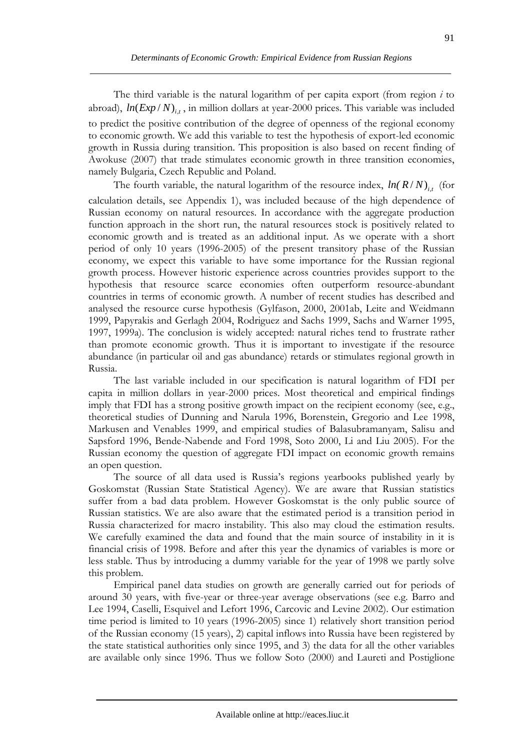The third variable is the natural logarithm of per capita export (from region *i* to abroad), $ln(Exp/N)_{i,t}$, in million dollars at year-2000 prices. This variable was included to predict the positive contribution of the degree of openness of the regional economy to economic growth. We add this variable to test the hypothesis of export-led economic growth in Russia during transition. This proposition is also based on recent finding of Awokuse (2007) that trade stimulates economic growth in three transition economies, namely Bulgaria, Czech Republic and Poland.

The fourth variable, the natural logarithm of the resource index, $ln(R/N)_{i,t}$ (for calculation details, see Appendix 1), was included because of the high dependence of Russian economy on natural resources. In accordance with the aggregate production function approach in the short run, the natural resources stock is positively related to economic growth and is treated as an additional input. As we operate with a short period of only 10 years (1996-2005) of the present transitory phase of the Russian economy, we expect this variable to have some importance for the Russian regional growth process. However historic experience across countries provides support to the hypothesis that resource scarce economies often outperform resource-abundant countries in terms of economic growth. A number of recent studies has described and analysed the resource curse hypothesis (Gylfason, 2000, 2001ab, Leite and Weidmann 1999, Papyrakis and Gerlagh 2004, Rodriguez and Sachs 1999, Sachs and Warner 1995, 1997, 1999a). The conclusion is widely accepted: natural riches tend to frustrate rather than promote economic growth. Thus it is important to investigate if the resource abundance (in particular oil and gas abundance) retards or stimulates regional growth in Russia.

The last variable included in our specification is natural logarithm of FDI per capita in million dollars in year-2000 prices. Most theoretical and empirical findings imply that FDI has a strong positive growth impact on the recipient economy (see, e.g., theoretical studies of Dunning and Narula 1996, Borenstein, Gregorio and Lee 1998, Markusen and Venables 1999, and empirical studies of Balasubramanyam, Salisu and Sapsford 1996, Bende-Nabende and Ford 1998, Soto 2000, Li and Liu 2005). For the Russian economy the question of aggregate FDI impact on economic growth remains an open question.

The source of all data used is Russia's regions yearbooks published yearly by Goskomstat (Russian State Statistical Agency). We are aware that Russian statistics suffer from a bad data problem. However Goskomstat is the only public source of Russian statistics. We are also aware that the estimated period is a transition period in Russia characterized for macro instability. This also may cloud the estimation results. We carefully examined the data and found that the main source of instability in it is financial crisis of 1998. Before and after this year the dynamics of variables is more or less stable. Thus by introducing a dummy variable for the year of 1998 we partly solve this problem.

Empirical panel data studies on growth are generally carried out for periods of around 30 years, with five-year or three-year average observations (see e.g. Barro and Lee 1994, Caselli, Esquivel and Lefort 1996, Carcovic and Levine 2002). Our estimation time period is limited to 10 years (1996-2005) since 1) relatively short transition period of the Russian economy (15 years), 2) capital inflows into Russia have been registered by the state statistical authorities only since 1995, and 3) the data for all the other variables are available only since 1996. Thus we follow Soto (2000) and Laureti and Postiglione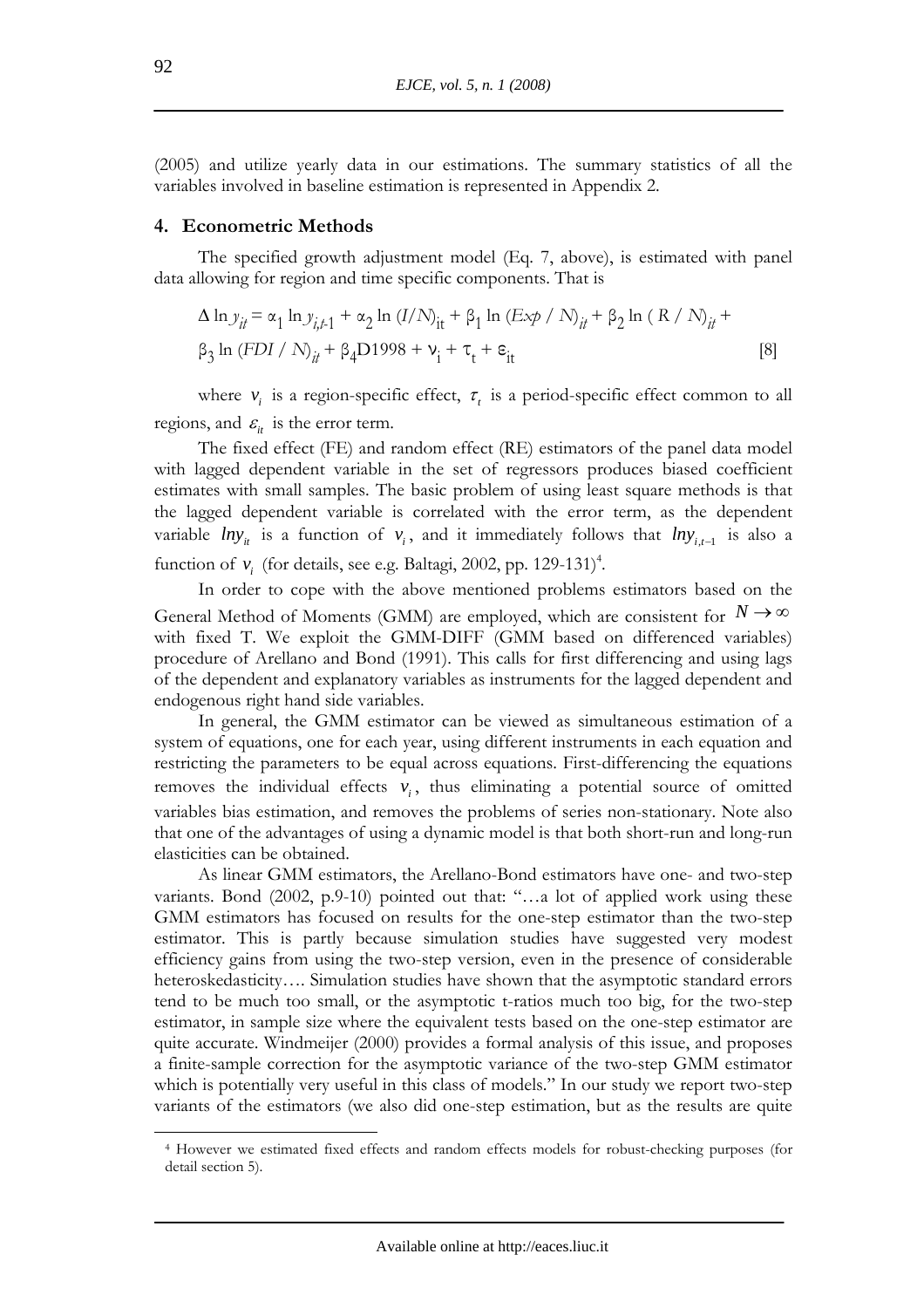(2005) and utilize yearly data in our estimations. The summary statistics of all the variables involved in baseline estimation is represented in Appendix 2.

## 4. Econometric Methods

The specified growth adjustment model (Eq. 7, above), is estimated with panel data allowing for region and time specific components. That is

$$\Delta \ln y_{it} = \alpha_1 \ln y_{i,t-1} + \alpha_2 \ln (I/N)_{it} + \beta_1 \ln (Exp / N)_{it} + \beta_2 \ln ( R / N)_{it} + \beta_3 \ln (FDI / N)_{it} + \beta_4 D1998 + \nu_i + \tau_t + \varepsilon_{it} \quad [8]$$

where $v_i$ is a region-specific effect, $\tau_t$ is a period-specific effect common to all regions, and $\varepsilon_{it}$ is the error term.

The fixed effect (FE) and random effect (RE) estimators of the panel data model with lagged dependent variable in the set of regressors produces biased coefficient estimates with small samples. The basic problem of using least square methods is that the lagged dependent variable is correlated with the error term, as the dependent variable $lny_{it}$ is a function of $v_i$, and it immediately follows that $lny_{i,t-1}$ is also a function of $v_i$ (for details, see e.g. Baltagi, 2002, pp. 129-131)[4].

In order to cope with the above mentioned problems estimators based on the General Method of Moments (GMM) are employed, which are consistent for $N \rightarrow \infty$ with fixed T. We exploit the GMM-DIFF (GMM based on differenced variables) procedure of Arellano and Bond (1991). This calls for first differencing and using lags of the dependent and explanatory variables as instruments for the lagged dependent and endogenous right hand side variables.

In general, the GMM estimator can be viewed as simultaneous estimation of a system of equations, one for each year, using different instruments in each equation and restricting the parameters to be equal across equations. First-differencing the equations removes the individual effects $v_i$, thus eliminating a potential source of omitted variables bias estimation, and removes the problems of series non-stationary. Note also that one of the advantages of using a dynamic model is that both short-run and long-run elasticities can be obtained.

As linear GMM estimators, the Arellano-Bond estimators have one- and two-step variants. Bond (2002, p.9-10) pointed out that: "…a lot of applied work using these GMM estimators has focused on results for the one-step estimator than the two-step estimator. This is partly because simulation studies have suggested very modest efficiency gains from using the two-step version, even in the presence of considerable heteroskedasticity…. Simulation studies have shown that the asymptotic standard errors tend to be much too small, or the asymptotic t-ratios much too big, for the two-step estimator, in sample size where the equivalent tests based on the one-step estimator are quite accurate. Windmeijer (2000) provides a formal analysis of this issue, and proposes a finite-sample correction for the asymptotic variance of the two-step GMM estimator which is potentially very useful in this class of models." In our study we report two-step variants of the estimators (we also did one-step estimation, but as the results are quite

[4] However we estimated fixed effects and random effects models for robust-checking purposes (for detail section 5).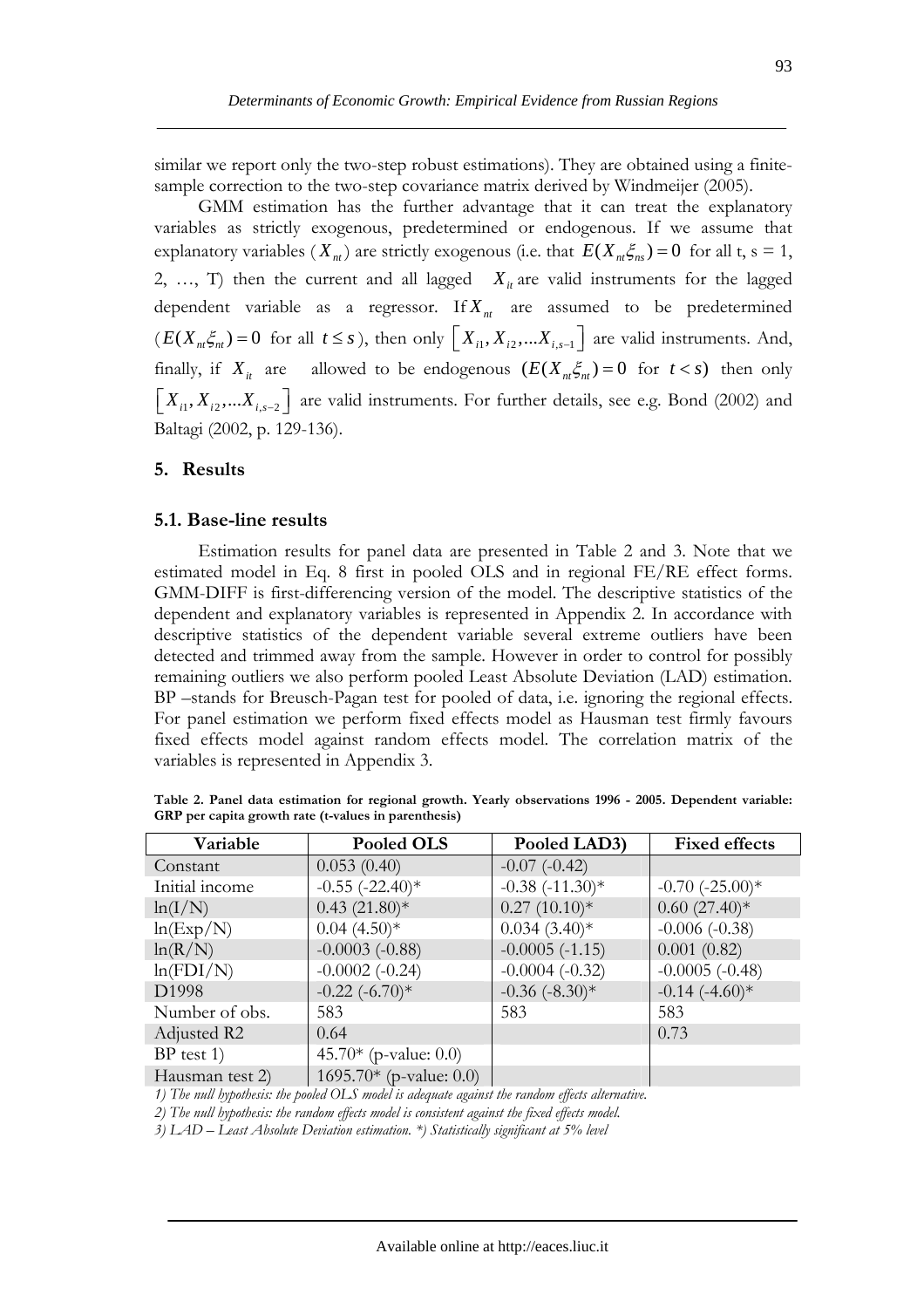similar we report only the two-step robust estimations). They are obtained using a finite-sample correction to the two-step covariance matrix derived by Windmeijer (2005).

GMM estimation has the further advantage that it can treat the explanatory variables as strictly exogenous, predetermined or endogenous. If we assume that explanatory variables ($X_{nt}$) are strictly exogenous (i.e. that $E(X_{nt}\xi_{ns})=0$ for all t, s = 1, 2, …, T) then the current and all lagged $X_{it}$ are valid instruments for the lagged dependent variable as a regressor. If $X_{nt}$ are assumed to be predetermined ($E(X_{nt}\xi_{nt})=0$ for all $t \leq s$), then only $\left[X_{i1}, X_{i2}, ... X_{i,s-1}\right]$ are valid instruments. And, finally, if $X_{it}$ are allowed to be endogenous $(E(X_{nt}\xi_{nt})=0$ for $t < s)$ then only $\left[X_{i1}, X_{i2}, ... X_{i,s-2}\right]$ are valid instruments. For further details, see e.g. Bond (2002) and Baltagi (2002, p. 129-136).

## 5. Results

### 5.1. Base-line results

Estimation results for panel data are presented in Table 2 and 3. Note that we estimated model in Eq. 8 first in pooled OLS and in regional FE/RE effect forms. GMM-DIFF is first-differencing version of the model. The descriptive statistics of the dependent and explanatory variables is represented in Appendix 2. In accordance with descriptive statistics of the dependent variable several extreme outliers have been detected and trimmed away from the sample. However in order to control for possibly remaining outliers we also perform pooled Least Absolute Deviation (LAD) estimation. BP –stands for Breusch-Pagan test for pooled of data, i.e. ignoring the regional effects. For panel estimation we perform fixed effects model as Hausman test firmly favours fixed effects model against random effects model. The correlation matrix of the variables is represented in Appendix 3.

**Table 2. Panel data estimation for regional growth. Yearly observations 1996 - 2005. Dependent variable: GRP per capita growth rate (t-values in parenthesis)**

| Variable | Pooled OLS | Pooled LAD3) | Fixed effects |
|---|---|---|---|
| Constant | 0.053 (0.40) | -0.07 (-0.42) | |
| Initial income | -0.55 (-22.40)* | -0.38 (-11.30)* | -0.70 (-25.00)* |
| ln(I/N) | 0.43 (21.80)* | 0.27 (10.10)* | 0.60 (27.40)* |
| ln(Exp/N) | 0.04 (4.50)* | 0.034 (3.40)* | -0.006 (-0.38) |
| ln(R/N) | -0.0003 (-0.88) | -0.0005 (-1.15) | 0.001 (0.82) |
| ln(FDI/N) | -0.0002 (-0.24) | -0.0004 (-0.32) | -0.0005 (-0.48) |
| D1998 | -0.22 (-6.70)* | -0.36 (-8.30)* | -0.14 (-4.60)* |
| Number of obs. | 583 | 583 | 583 |
| Adjusted R2 | 0.64 | | 0.73 |
| BP test 1) | 45.70* (p-value: 0.0) | | |
| Hausman test 2) | 1695.70* (p-value: 0.0) | | |

*1) The null hypothesis: the pooled OLS model is adequate against the random effects alternative.*

*2) The null hypothesis: the random effects model is consistent against the fixed effects model.*

*3) LAD – Least Absolute Deviation estimation. \*) Statistically significant at 5% level*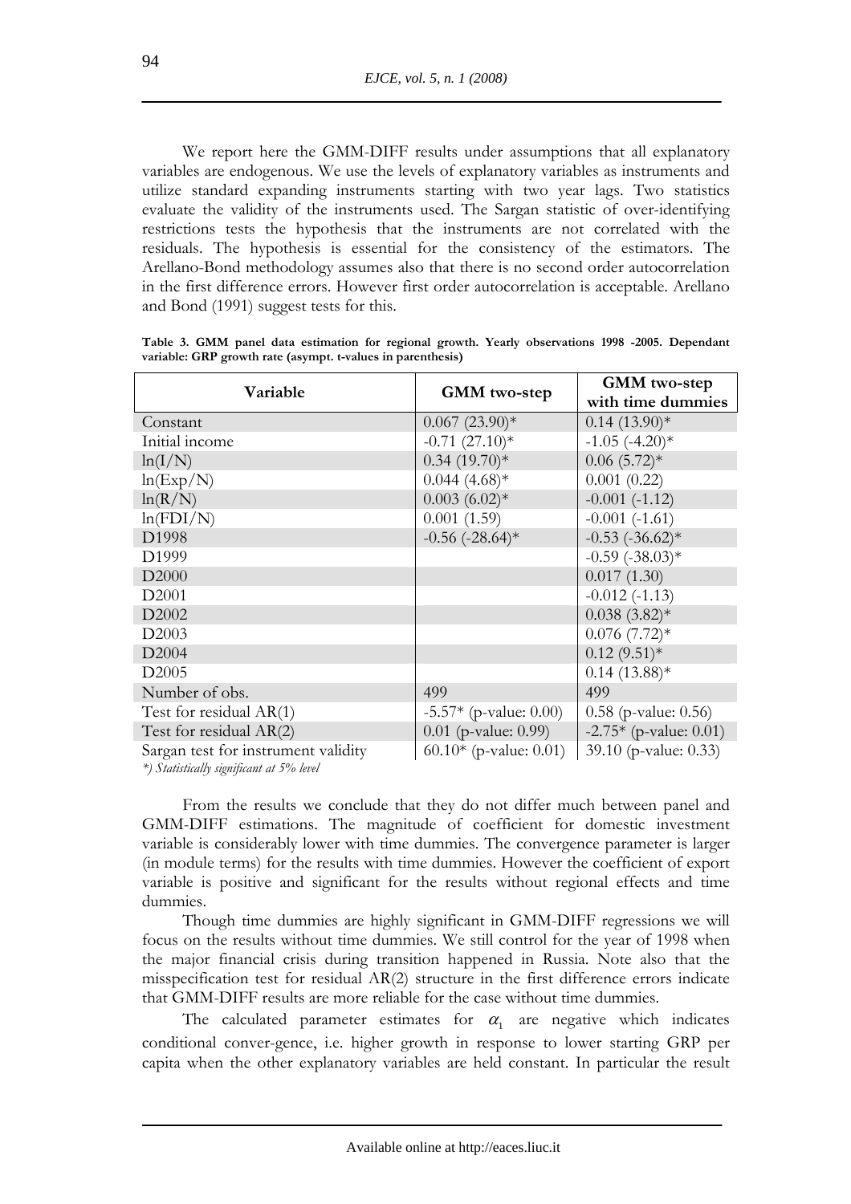We report here the GMM-DIFF results under assumptions that all explanatory variables are endogenous. We use the levels of explanatory variables as instruments and utilize standard expanding instruments starting with two year lags. Two statistics evaluate the validity of the instruments used. The Sargan statistic of over-identifying restrictions tests the hypothesis that the instruments are not correlated with the residuals. The hypothesis is essential for the consistency of the estimators. The Arellano-Bond methodology assumes also that there is no second order autocorrelation in the first difference errors. However first order autocorrelation is acceptable. Arellano and Bond (1991) suggest tests for this.

**Table 3. GMM panel data estimation for regional growth. Yearly observations 1998 -2005. Dependant variable: GRP growth rate (asympt. t-values in parenthesis)**

| Variable | GMM two-step | GMM two-step with time dummies |
|---|---|---|
| Constant | 0.067 (23.90)* | 0.14 (13.90)* |
| Initial income | -0.71 (27.10)* | -1.05 (-4.20)* |
| ln(I/N) | 0.34 (19.70)* | 0.06 (5.72)* |
| ln(Exp/N) | 0.044 (4.68)* | 0.001 (0.22) |
| ln(R/N) | 0.003 (6.02)* | -0.001 (-1.12) |
| ln(FDI/N) | 0.001 (1.59) | -0.001 (-1.61) |
| D1998 | -0.56 (-28.64)* | -0.53 (-36.62)* |
| D1999 | | -0.59 (-38.03)* |
| D2000 | | 0.017 (1.30) |
| D2001 | | -0.012 (-1.13) |
| D2002 | | 0.038 (3.82)* |
| D2003 | | 0.076 (7.72)* |
| D2004 | | 0.12 (9.51)* |
| D2005 | | 0.14 (13.88)* |
| Number of obs. | 499 | 499 |
| Test for residual AR(1) | -5.57* (p-value: 0.00) | 0.58 (p-value: 0.56) |
| Test for residual AR(2) | 0.01 (p-value: 0.99) | -2.75* (p-value: 0.01) |
| Sargan test for instrument validity | 60.10* (p-value: 0.01) | 39.10 (p-value: 0.33) |

*\*) Statistically significant at 5% level*

From the results we conclude that they do not differ much between panel and GMM-DIFF estimations. The magnitude of coefficient for domestic investment variable is considerably lower with time dummies. The convergence parameter is larger (in module terms) for the results with time dummies. However the coefficient of export variable is positive and significant for the results without regional effects and time dummies.

Though time dummies are highly significant in GMM-DIFF regressions we will focus on the results without time dummies. We still control for the year of 1998 when the major financial crisis during transition happened in Russia. Note also that the misspecification test for residual AR(2) structure in the first difference errors indicate that GMM-DIFF results are more reliable for the case without time dummies.

The calculated parameter estimates for $\alpha_1$ are negative which indicates conditional conver-gence, i.e. higher growth in response to lower starting GRP per capita when the other explanatory variables are held constant. In particular the result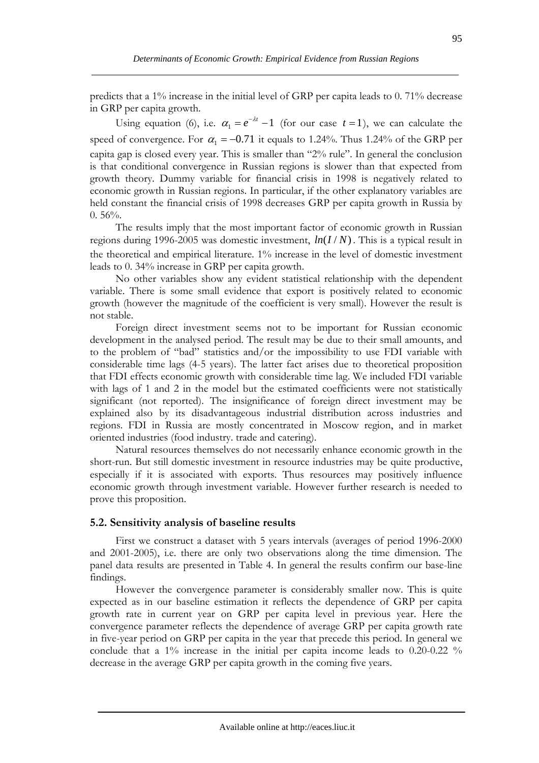predicts that a 1% increase in the initial level of GRP per capita leads to 0. 71% decrease in GRP per capita growth.

Using equation (6), i.e. $\alpha_1 = e^{-\lambda t} - 1$ (for our case $t = 1$), we can calculate the speed of convergence. For $\alpha_1 = -0.71$ it equals to 1.24%. Thus 1.24% of the GRP per capita gap is closed every year. This is smaller than "2% rule". In general the conclusion is that conditional convergence in Russian regions is slower than that expected from growth theory. Dummy variable for financial crisis in 1998 is negatively related to economic growth in Russian regions. In particular, if the other explanatory variables are held constant the financial crisis of 1998 decreases GRP per capita growth in Russia by 0. 56%.

The results imply that the most important factor of economic growth in Russian regions during 1996-2005 was domestic investment, $ln(I/N)$. This is a typical result in the theoretical and empirical literature. 1% increase in the level of domestic investment leads to 0. 34% increase in GRP per capita growth.

No other variables show any evident statistical relationship with the dependent variable. There is some small evidence that export is positively related to economic growth (however the magnitude of the coefficient is very small). However the result is not stable.

Foreign direct investment seems not to be important for Russian economic development in the analysed period. The result may be due to their small amounts, and to the problem of "bad" statistics and/or the impossibility to use FDI variable with considerable time lags (4-5 years). The latter fact arises due to theoretical proposition that FDI effects economic growth with considerable time lag. We included FDI variable with lags of 1 and 2 in the model but the estimated coefficients were not statistically significant (not reported). The insignificance of foreign direct investment may be explained also by its disadvantageous industrial distribution across industries and regions. FDI in Russia are mostly concentrated in Moscow region, and in market oriented industries (food industry. trade and catering).

Natural resources themselves do not necessarily enhance economic growth in the short-run. But still domestic investment in resource industries may be quite productive, especially if it is associated with exports. Thus resources may positively influence economic growth through investment variable. However further research is needed to prove this proposition.

### 5.2. Sensitivity analysis of baseline results

First we construct a dataset with 5 years intervals (averages of period 1996-2000 and 2001-2005), i.e. there are only two observations along the time dimension. The panel data results are presented in Table 4. In general the results confirm our base-line findings.

However the convergence parameter is considerably smaller now. This is quite expected as in our baseline estimation it reflects the dependence of GRP per capita growth rate in current year on GRP per capita level in previous year. Here the convergence parameter reflects the dependence of average GRP per capita growth rate in five-year period on GRP per capita in the year that precede this period. In general we conclude that a 1% increase in the initial per capita income leads to 0.20-0.22 % decrease in the average GRP per capita growth in the coming five years.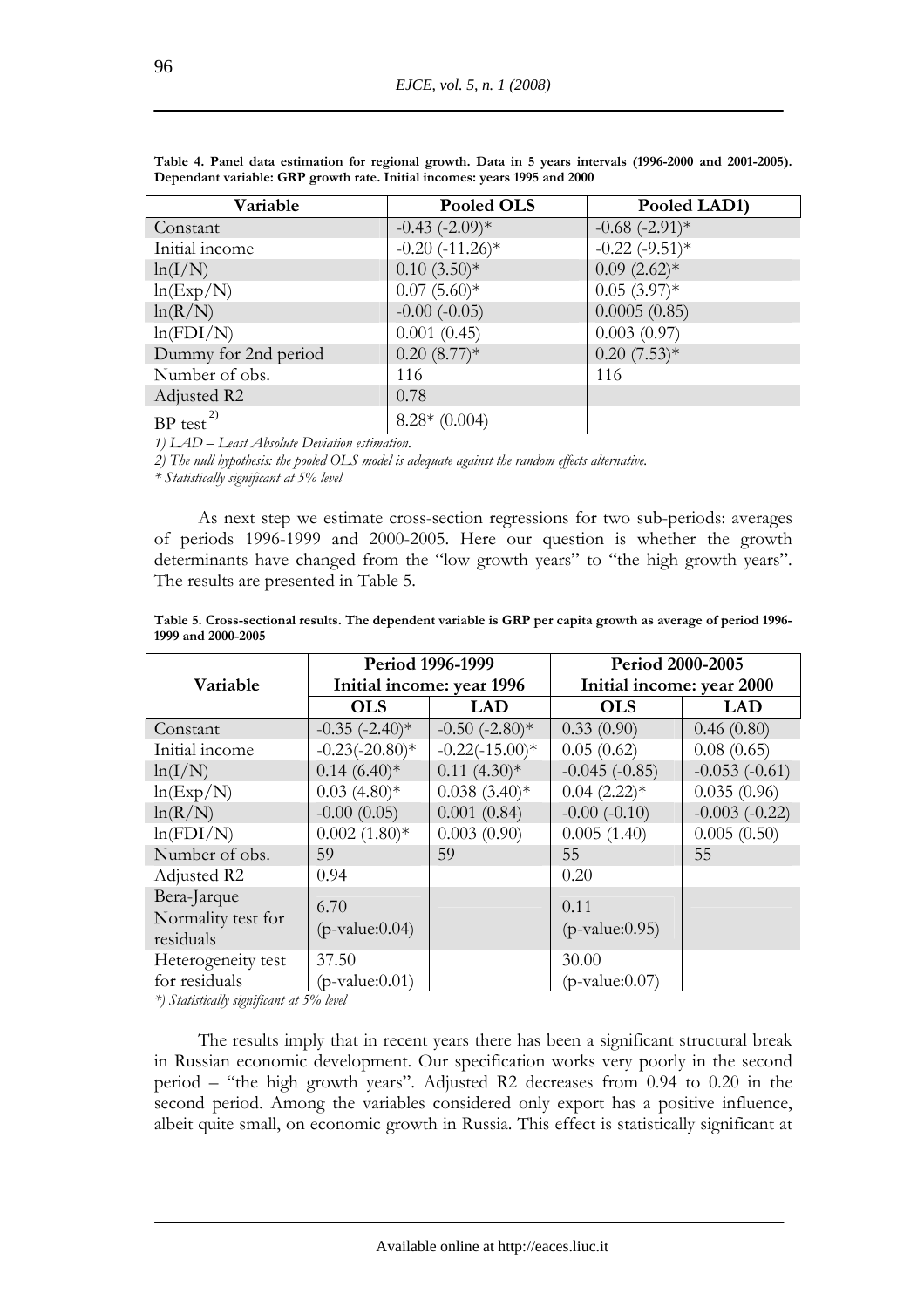**Table 4. Panel data estimation for regional growth. Data in 5 years intervals (1996-2000 and 2001-2005). Dependant variable: GRP growth rate. Initial incomes: years 1995 and 2000**

| Variable | Pooled OLS | Pooled LAD1) |
|---|---|---|
| Constant | -0.43 (-2.09)* | -0.68 (-2.91)* |
| Initial income | -0.20 (-11.26)* | -0.22 (-9.51)* |
| ln(I/N) | 0.10 (3.50)* | 0.09 (2.62)* |
| ln(Exp/N) | 0.07 (5.60)* | 0.05 (3.97)* |
| ln(R/N) | -0.00 (-0.05) | 0.0005 (0.85) |
| ln(FDI/N) | 0.001 (0.45) | 0.003 (0.97) |
| Dummy for 2nd period | 0.20 (8.77)* | 0.20 (7.53)* |
| Number of obs. | 116 | 116 |
| Adjusted R2 | 0.78 | |
| BP test [2)] | 8.28* (0.004) | |

*1) LAD – Least Absolute Deviation estimation.*

*2) The null hypothesis: the pooled OLS model is adequate against the random effects alternative.*

*\* Statistically significant at 5% level*

As next step we estimate cross-section regressions for two sub-periods: averages of periods 1996-1999 and 2000-2005. Here our question is whether the growth determinants have changed from the "low growth years" to "the high growth years". The results are presented in Table 5.

**Table 5. Cross-sectional results. The dependent variable is GRP per capita growth as average of period 1996-1999 and 2000-2005**

| Variable | Period 1996-1999 Initial income: year 1996 | | Period 2000-2005 Initial income: year 2000 | |
|---|---|---|---|---|
| | OLS | LAD | OLS | LAD |
| Constant | -0.35 (-2.40)* | -0.50 (-2.80)* | 0.33 (0.90) | 0.46 (0.80) |
| Initial income | -0.23(-20.80)* | -0.22(-15.00)* | 0.05 (0.62) | 0.08 (0.65) |
| ln(I/N) | 0.14 (6.40)* | 0.11 (4.30)* | -0.045 (-0.85) | -0.053 (-0.61) |
| ln(Exp/N) | 0.03 (4.80)* | 0.038 (3.40)* | 0.04 (2.22)* | 0.035 (0.96) |
| ln(R/N) | -0.00 (0.05) | 0.001 (0.84) | -0.00 (-0.10) | -0.003 (-0.22) |
| ln(FDI/N) | 0.002 (1.80)* | 0.003 (0.90) | 0.005 (1.40) | 0.005 (0.50) |
| Number of obs. | 59 | 59 | 55 | 55 |
| Adjusted R2 | 0.94 | | 0.20 | |
| Bera-Jarque Normality test for residuals | 6.70 (p-value:0.04) | | 0.11 (p-value:0.95) | |
| Heterogeneity test for residuals | 37.50 (p-value:0.01) | | 30.00 (p-value:0.07) | |

*\*) Statistically significant at 5% level*

The results imply that in recent years there has been a significant structural break in Russian economic development. Our specification works very poorly in the second period – "the high growth years". Adjusted R2 decreases from 0.94 to 0.20 in the second period. Among the variables considered only export has a positive influence, albeit quite small, on economic growth in Russia. This effect is statistically significant at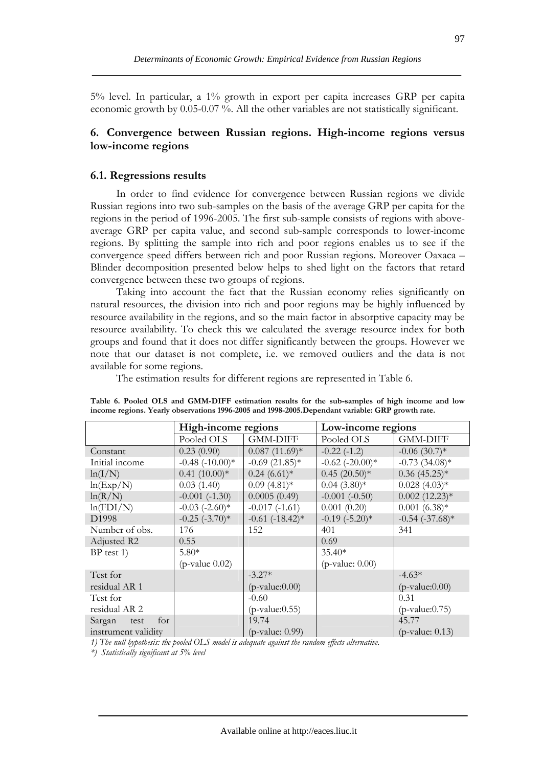5% level. In particular, a 1% growth in export per capita increases GRP per capita economic growth by 0.05-0.07 %. All the other variables are not statistically significant.

## 6. Convergence between Russian regions. High-income regions versus low-income regions

### 6.1. Regressions results

In order to find evidence for convergence between Russian regions we divide Russian regions into two sub-samples on the basis of the average GRP per capita for the regions in the period of 1996-2005. The first sub-sample consists of regions with above-average GRP per capita value, and second sub-sample corresponds to lower-income regions. By splitting the sample into rich and poor regions enables us to see if the convergence speed differs between rich and poor Russian regions. Moreover Oaxaca – Blinder decomposition presented below helps to shed light on the factors that retard convergence between these two groups of regions.

Taking into account the fact that the Russian economy relies significantly on natural resources, the division into rich and poor regions may be highly influenced by resource availability in the regions, and so the main factor in absorptive capacity may be resource availability. To check this we calculated the average resource index for both groups and found that it does not differ significantly between the groups. However we note that our dataset is not complete, i.e. we removed outliers and the data is not available for some regions.

The estimation results for different regions are represented in Table 6.

**Table 6. Pooled OLS and GMM-DIFF estimation results for the sub-samples of high income and low income regions. Yearly observations 1996-2005 and 1998-2005.Dependant variable: GRP growth rate.**

| | **High-income regions** | | **Low-income regions** | |
|---|---|---|---|---|
| | Pooled OLS | GMM-DIFF | Pooled OLS | GMM-DIFF |
| Constant | 0.23 (0.90) | 0.087 (11.69)* | -0.22 (-1.2) | -0.06 (30.7)* |
| Initial income | -0.48 (-10.00)* | -0.69 (21.85)* | -0.62 (-20.00)* | -0.73 (34.08)* |
| ln(I/N) | 0.41 (10.00)* | 0.24 (6.61)* | 0.45 (20.50)* | 0.36 (45.25)* |
| ln(Exp/N) | 0.03 (1.40) | 0.09 (4.81)* | 0.04 (3.80)* | 0.028 (4.03)* |
| ln(R/N) | -0.001 (-1.30) | 0.0005 (0.49) | -0.001 (-0.50) | 0.002 (12.23)* |
| ln(FDI/N) | -0.03 (-2.60)* | -0.017 (-1.61) | 0.001 (0.20) | 0.001 (6.38)* |
| D1998 | -0.25 (-3.70)* | -0.61 (-18.42)* | -0.19 (-5.20)* | -0.54 (-37.68)* |
| Number of obs. | 176 | 152 | 401 | 341 |
| Adjusted R2 | 0.55 | | 0.69 | |
| BP test 1) | 5.80* (p-value 0.02) | | 35.40* (p-value: 0.00) | |
| Test for residual AR 1 | | -3.27* (p-value:0.00) | | -4.63* (p-value:0.00) |
| Test for residual AR 2 | | -0.60 (p-value:0.55) | | 0.31 (p-value:0.75) |
| Sargan test for instrument validity | | 19.74 (p-value: 0.99) | | 45.77 (p-value: 0.13) |

*1) The null hypothesis: the pooled OLS model is adequate against the random effects alternative.*

*\*) Statistically significant at 5% level*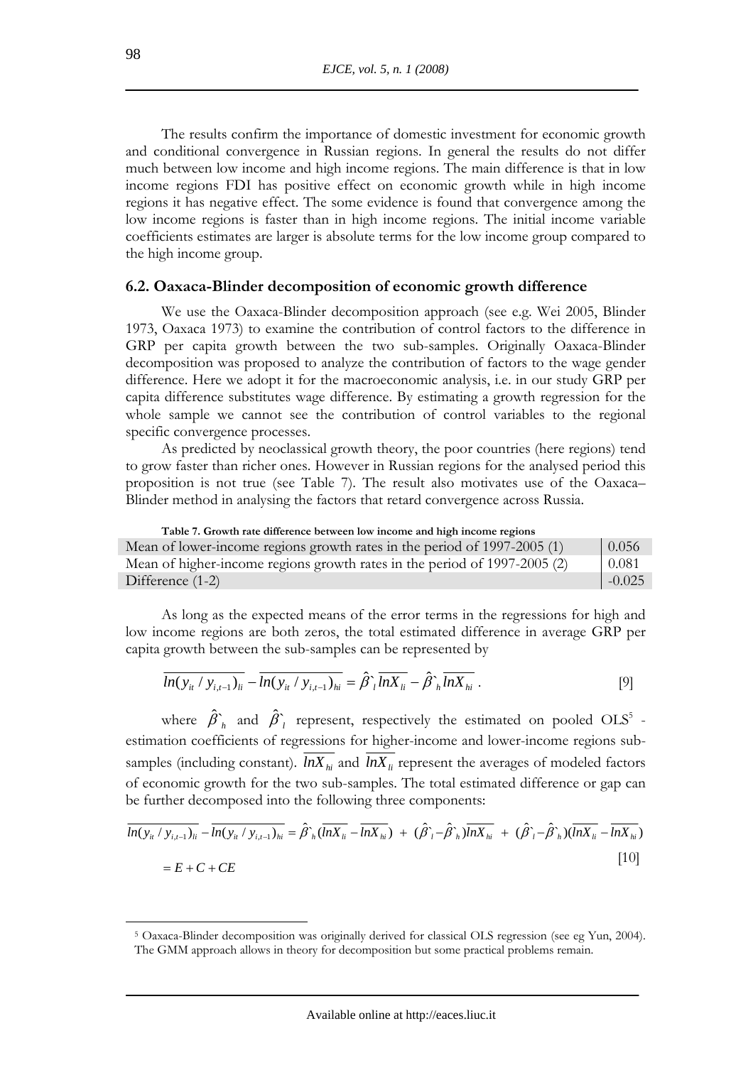The results confirm the importance of domestic investment for economic growth and conditional convergence in Russian regions. In general the results do not differ much between low income and high income regions. The main difference is that in low income regions FDI has positive effect on economic growth while in high income regions it has negative effect. The some evidence is found that convergence among the low income regions is faster than in high income regions. The initial income variable coefficients estimates are larger is absolute terms for the low income group compared to the high income group.

### 6.2. Oaxaca-Blinder decomposition of economic growth difference

We use the Oaxaca-Blinder decomposition approach (see e.g. Wei 2005, Blinder 1973, Oaxaca 1973) to examine the contribution of control factors to the difference in GRP per capita growth between the two sub-samples. Originally Oaxaca-Blinder decomposition was proposed to analyze the contribution of factors to the wage gender difference. Here we adopt it for the macroeconomic analysis, i.e. in our study GRP per capita difference substitutes wage difference. By estimating a growth regression for the whole sample we cannot see the contribution of control variables to the regional specific convergence processes.

As predicted by neoclassical growth theory, the poor countries (here regions) tend to grow faster than richer ones. However in Russian regions for the analysed period this proposition is not true (see Table 7). The result also motivates use of the Oaxaca–Blinder method in analysing the factors that retard convergence across Russia.

**Table 7. Growth rate difference between low income and high income regions**

| | |
|---|---|
| Mean of lower-income regions growth rates in the period of 1997-2005 (1) | 0.056 |
| Mean of higher-income regions growth rates in the period of 1997-2005 (2) | 0.081 |
| Difference (1-2) | -0.025 |

As long as the expected means of the error terms in the regressions for high and low income regions are both zeros, the total estimated difference in average GRP per capita growth between the sub-samples can be represented by

$$\overline{ln(y_{it} / y_{i,t-1})_{li}} - \overline{ln(y_{it} / y_{i,t-1})_{hi}} = \hat{\beta}`_l \overline{lnX_{li}} - \hat{\beta}`_h \overline{lnX_{hi}} \,. \qquad [9]$$

where $\hat{\beta}`_h$ and $\hat{\beta}`_l$ represent, respectively the estimated on pooled OLS[5] - estimation coefficients of regressions for higher-income and lower-income regions sub-samples (including constant). $\overline{lnX_{hi}}$ and $\overline{lnX_{li}}$ represent the averages of modeled factors of economic growth for the two sub-samples. The total estimated difference or gap can be further decomposed into the following three components:

$$\overline{ln(y_{it} / y_{i,t-1})_{li}} - \overline{ln(y_{it} / y_{i,t-1})_{hi}} = \hat{\beta}`_h (\overline{lnX_{li}} - \overline{lnX_{hi}}) + (\hat{\beta}`_l - \hat{\beta}`_h)\overline{lnX_{hi}} + (\hat{\beta}`_l - \hat{\beta}`_h)(\overline{lnX_{li}} - \overline{lnX_{hi}})$$

$$= E + C + CE \qquad [10]$$

[5] Oaxaca-Blinder decomposition was originally derived for classical OLS regression (see eg Yun, 2004). The GMM approach allows in theory for decomposition but some practical problems remain.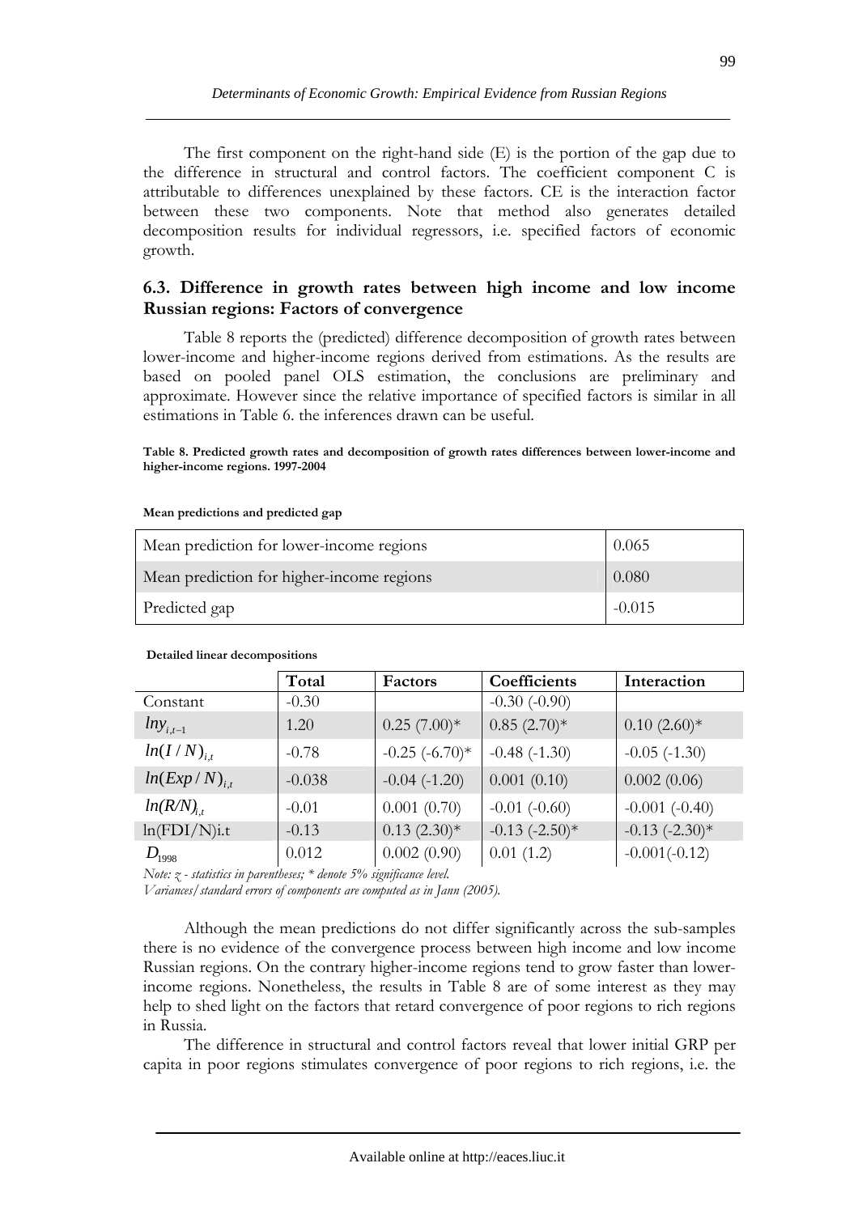The first component on the right-hand side (E) is the portion of the gap due to the difference in structural and control factors. The coefficient component C is attributable to differences unexplained by these factors. CE is the interaction factor between these two components. Note that method also generates detailed decomposition results for individual regressors, i.e. specified factors of economic growth.

### 6.3. Difference in growth rates between high income and low income Russian regions: Factors of convergence

Table 8 reports the (predicted) difference decomposition of growth rates between lower-income and higher-income regions derived from estimations. As the results are based on pooled panel OLS estimation, the conclusions are preliminary and approximate. However since the relative importance of specified factors is similar in all estimations in Table 6. the inferences drawn can be useful.

**Table 8. Predicted growth rates and decomposition of growth rates differences between lower-income and higher-income regions. 1997-2004**

**Mean predictions and predicted gap**

| | |
|---|---|
| Mean prediction for lower-income regions | 0.065 |
| Mean prediction for higher-income regions | 0.080 |
| Predicted gap | -0.015 |

**Detailed linear decompositions**

| | Total | Factors | Coefficients | Interaction |
|---|---|---|---|---|
| Constant | -0.30 | | -0.30 (-0.90) | |
| $lny_{i,t-1}$ | 1.20 | 0.25 (7.00)* | 0.85 (2.70)* | 0.10 (2.60)* |
| $ln(I/N)_{i,t}$ | -0.78 | -0.25 (-6.70)* | -0.48 (-1.30) | -0.05 (-1.30) |
| $ln(Exp/N)_{i,t}$ | -0.038 | -0.04 (-1.20) | 0.001 (0.10) | 0.002 (0.06) |
| $ln(R/N)_{i,t}$ | -0.01 | 0.001 (0.70) | -0.01 (-0.60) | -0.001 (-0.40) |
| ln(FDI/N)i.t | -0.13 | 0.13 (2.30)* | -0.13 (-2.50)* | -0.13 (-2.30)* |
| $D_{1998}$ | 0.012 | 0.002 (0.90) | 0.01 (1.2) | -0.001(-0.12) |

*Note: z - statistics in parentheses; \* denote 5% significance level.*
*Variances/standard errors of components are computed as in Jann (2005).*

Although the mean predictions do not differ significantly across the sub-samples there is no evidence of the convergence process between high income and low income Russian regions. On the contrary higher-income regions tend to grow faster than lower-income regions. Nonetheless, the results in Table 8 are of some interest as they may help to shed light on the factors that retard convergence of poor regions to rich regions in Russia.

The difference in structural and control factors reveal that lower initial GRP per capita in poor regions stimulates convergence of poor regions to rich regions, i.e. the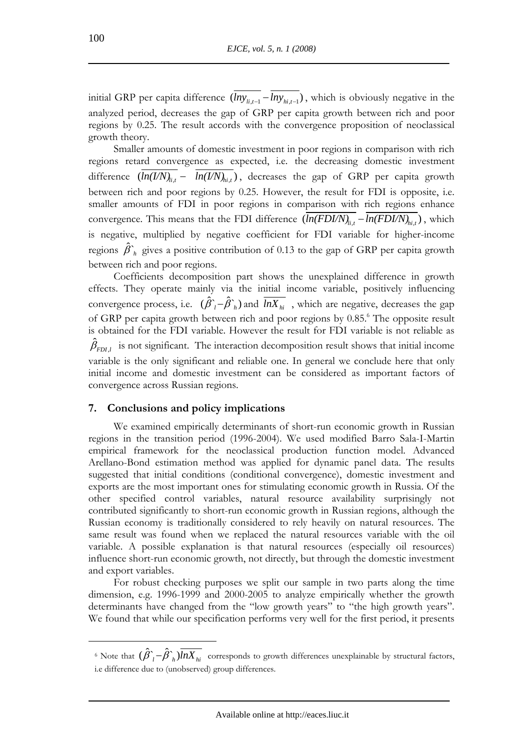initial GRP per capita difference $(\overline{lny_{li,t-1}} - \overline{lny_{hi,t-1}})$, which is obviously negative in the analyzed period, decreases the gap of GRP per capita growth between rich and poor regions by 0.25. The result accords with the convergence proposition of neoclassical growth theory.

Smaller amounts of domestic investment in poor regions in comparison with rich regions retard convergence as expected, i.e. the decreasing domestic investment difference $(\overline{ln(I/N)_{li,t}} - \overline{ln(I/N)_{hi,t}})$, decreases the gap of GRP per capita growth between rich and poor regions by 0.25. However, the result for FDI is opposite, i.e. smaller amounts of FDI in poor regions in comparison with rich regions enhance convergence. This means that the FDI difference $(\overline{ln(FDI/N)_{li,t}} - \overline{ln(FDI/N)_{hi,t}})$, which is negative, multiplied by negative coefficient for FDI variable for higher-income regions $\hat{\beta}`_h$ gives a positive contribution of 0.13 to the gap of GRP per capita growth between rich and poor regions.

Coefficients decomposition part shows the unexplained difference in growth effects. They operate mainly via the initial income variable, positively influencing convergence process, i.e. $(\hat{\beta}`_l - \hat{\beta}`_h)$ and $\overline{lnX_{hi}}$ , which are negative, decreases the gap of GRP per capita growth between rich and poor regions by 0.85.[6] The opposite result is obtained for the FDI variable. However the result for FDI variable is not reliable as $\hat{\beta}_{FDI,l}$ is not significant. The interaction decomposition result shows that initial income variable is the only significant and reliable one. In general we conclude here that only initial income and domestic investment can be considered as important factors of convergence across Russian regions.

## 7. Conclusions and policy implications

We examined empirically determinants of short-run economic growth in Russian regions in the transition period (1996-2004). We used modified Barro Sala-I-Martin empirical framework for the neoclassical production function model. Advanced Arellano-Bond estimation method was applied for dynamic panel data. The results suggested that initial conditions (conditional convergence), domestic investment and exports are the most important ones for stimulating economic growth in Russia. Of the other specified control variables, natural resource availability surprisingly not contributed significantly to short-run economic growth in Russian regions, although the Russian economy is traditionally considered to rely heavily on natural resources. The same result was found when we replaced the natural resources variable with the oil variable. A possible explanation is that natural resources (especially oil resources) influence short-run economic growth, not directly, but through the domestic investment and export variables.

For robust checking purposes we split our sample in two parts along the time dimension, e.g. 1996-1999 and 2000-2005 to analyze empirically whether the growth determinants have changed from the "low growth years" to "the high growth years". We found that while our specification performs very well for the first period, it presents

[6] Note that $(\hat{\beta}`_l - \hat{\beta}`_h)\overline{lnX_{hi}}$ corresponds to growth differences unexplainable by structural factors, i.e difference due to (unobserved) group differences.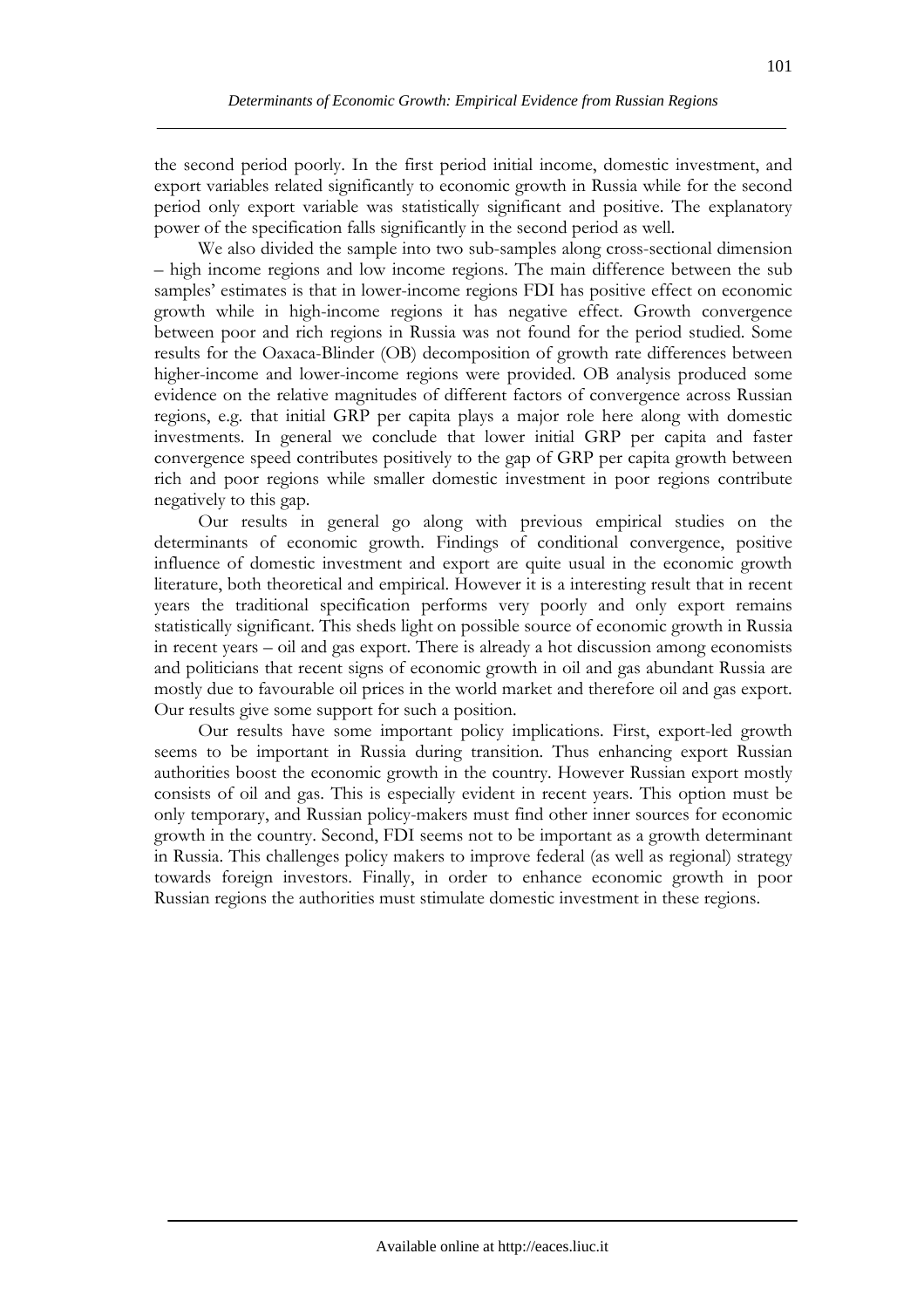the second period poorly. In the first period initial income, domestic investment, and export variables related significantly to economic growth in Russia while for the second period only export variable was statistically significant and positive. The explanatory power of the specification falls significantly in the second period as well.

We also divided the sample into two sub-samples along cross-sectional dimension – high income regions and low income regions. The main difference between the sub samples' estimates is that in lower-income regions FDI has positive effect on economic growth while in high-income regions it has negative effect. Growth convergence between poor and rich regions in Russia was not found for the period studied. Some results for the Oaxaca-Blinder (OB) decomposition of growth rate differences between higher-income and lower-income regions were provided. OB analysis produced some evidence on the relative magnitudes of different factors of convergence across Russian regions, e.g. that initial GRP per capita plays a major role here along with domestic investments. In general we conclude that lower initial GRP per capita and faster convergence speed contributes positively to the gap of GRP per capita growth between rich and poor regions while smaller domestic investment in poor regions contribute negatively to this gap.

Our results in general go along with previous empirical studies on the determinants of economic growth. Findings of conditional convergence, positive influence of domestic investment and export are quite usual in the economic growth literature, both theoretical and empirical. However it is a interesting result that in recent years the traditional specification performs very poorly and only export remains statistically significant. This sheds light on possible source of economic growth in Russia in recent years – oil and gas export. There is already a hot discussion among economists and politicians that recent signs of economic growth in oil and gas abundant Russia are mostly due to favourable oil prices in the world market and therefore oil and gas export. Our results give some support for such a position.

Our results have some important policy implications. First, export-led growth seems to be important in Russia during transition. Thus enhancing export Russian authorities boost the economic growth in the country. However Russian export mostly consists of oil and gas. This is especially evident in recent years. This option must be only temporary, and Russian policy-makers must find other inner sources for economic growth in the country. Second, FDI seems not to be important as a growth determinant in Russia. This challenges policy makers to improve federal (as well as regional) strategy towards foreign investors. Finally, in order to enhance economic growth in poor Russian regions the authorities must stimulate domestic investment in these regions.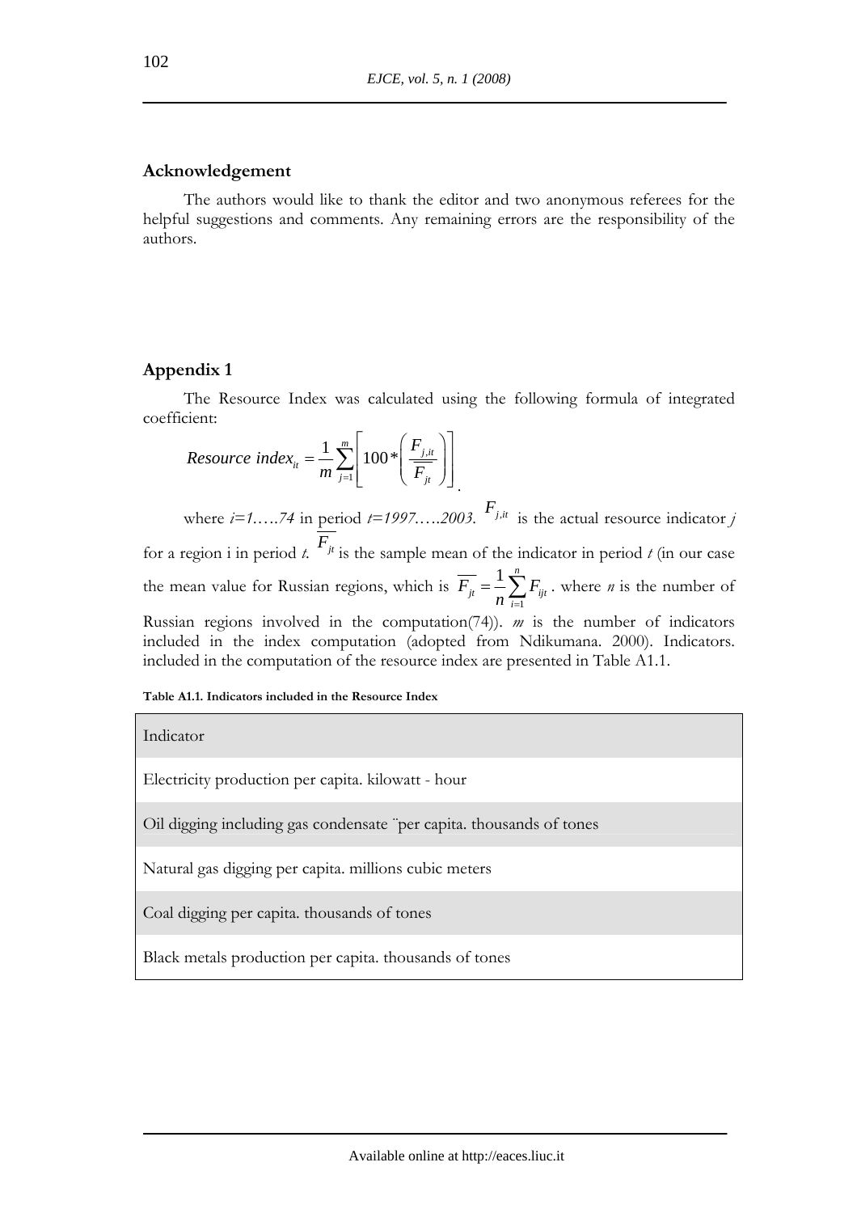## Acknowledgement

The authors would like to thank the editor and two anonymous referees for the helpful suggestions and comments. Any remaining errors are the responsibility of the authors.

## Appendix 1

The Resource Index was calculated using the following formula of integrated coefficient:

$$Resource\ index_{it} = \frac{1}{m}\sum_{j=1}^{m}\left[100 * \left(\frac{F_{j,it}}{\overline{F_{jt}}}\right)\right].$$

where *i=1…..74* in period *t=1997…..2003.* $F_{j,it}$ is the actual resource indicator *j* for a region i in period *t.* $\overline{F_{jt}}$ is the sample mean of the indicator in period *t* (in our case the mean value for Russian regions, which is $\overline{F_{jt}} = \frac{1}{n}\sum_{i=1}^{n} F_{ijt}$. where *n* is the number of Russian regions involved in the computation(74)). *m* is the number of indicators included in the index computation (adopted from Ndikumana. 2000). Indicators. included in the computation of the resource index are presented in Table A1.1.

**Table A1.1. Indicators included in the Resource Index**

| Indicator |
|---|
| Electricity production per capita. kilowatt - hour |
| Oil digging including gas condensate ¨per capita. thousands of tones |
| Natural gas digging per capita. millions cubic meters |
| Coal digging per capita. thousands of tones |
| Black metals production per capita. thousands of tones |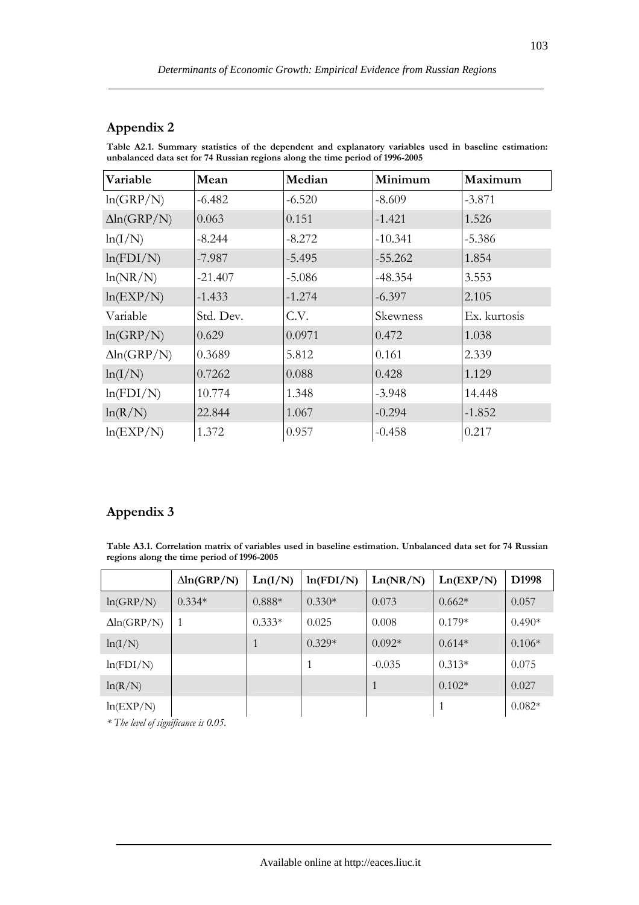## Appendix 2

**Table A2.1. Summary statistics of the dependent and explanatory variables used in baseline estimation: unbalanced data set for 74 Russian regions along the time period of 1996-2005**

| Variable | Mean | Median | Minimum | Maximum |
|---|---|---|---|---|
| ln(GRP/N) | -6.482 | -6.520 | -8.609 | -3.871 |
| Δln(GRP/N) | 0.063 | 0.151 | -1.421 | 1.526 |
| ln(I/N) | -8.244 | -8.272 | -10.341 | -5.386 |
| ln(FDI/N) | -7.987 | -5.495 | -55.262 | 1.854 |
| ln(NR/N) | -21.407 | -5.086 | -48.354 | 3.553 |
| ln(EXP/N) | -1.433 | -1.274 | -6.397 | 2.105 |
| Variable | Std. Dev. | C.V. | Skewness | Ex. kurtosis |
| ln(GRP/N) | 0.629 | 0.0971 | 0.472 | 1.038 |
| Δln(GRP/N) | 0.3689 | 5.812 | 0.161 | 2.339 |
| ln(I/N) | 0.7262 | 0.088 | 0.428 | 1.129 |
| ln(FDI/N) | 10.774 | 1.348 | -3.948 | 14.448 |
| ln(R/N) | 22.844 | 1.067 | -0.294 | -1.852 |
| ln(EXP/N) | 1.372 | 0.957 | -0.458 | 0.217 |

## Appendix 3

**Table A3.1. Correlation matrix of variables used in baseline estimation. Unbalanced data set for 74 Russian regions along the time period of 1996-2005**

| | Δln(GRP/N) | Ln(I/N) | ln(FDI/N) | Ln(NR/N) | Ln(EXP/N) | D1998 |
|---|---|---|---|---|---|---|
| ln(GRP/N) | 0.334* | 0.888* | 0.330* | 0.073 | 0.662* | 0.057 |
| Δln(GRP/N) | 1 | 0.333* | 0.025 | 0.008 | 0.179* | 0.490* |
| ln(I/N) | | 1 | 0.329* | 0.092* | 0.614* | 0.106* |
| ln(FDI/N) | | | 1 | -0.035 | 0.313* | 0.075 |
| ln(R/N) | | | | 1 | 0.102* | 0.027 |
| ln(EXP/N) | | | | | 1 | 0.082* |

*\* The level of significance is 0.05.*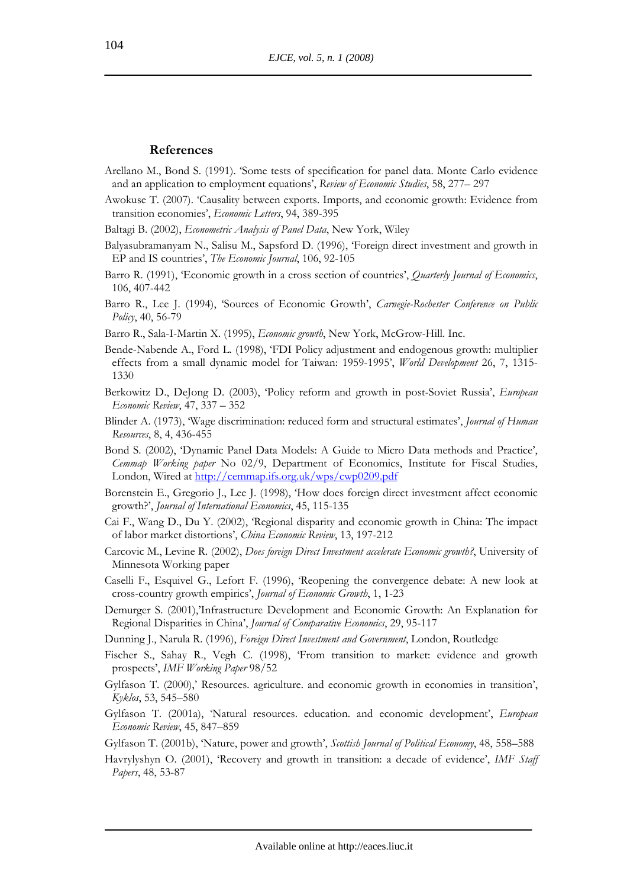## References

Arellano M., Bond S. (1991). 'Some tests of specification for panel data. Monte Carlo evidence and an application to employment equations', *Review of Economic Studies*, 58, 277– 297

Awokuse T. (2007). 'Causality between exports. Imports, and economic growth: Evidence from transition economies', *Economic Letters*, 94, 389-395

Baltagi B. (2002), *Econometric Analysis of Panel Data*, New York, Wiley

Balyasubramanyam N., Salisu M., Sapsford D. (1996), 'Foreign direct investment and growth in EP and IS countries', *The Economic Journal*, 106, 92-105

Barro R. (1991), 'Economic growth in a cross section of countries', *Quarterly Journal of Economics*, 106, 407-442

Barro R., Lee J. (1994), 'Sources of Economic Growth', *Carnegie-Rochester Conference on Public Policy*, 40, 56-79

Barro R., Sala-I-Martin X. (1995), *Economic growth*, New York, McGrow-Hill. Inc.

Bende-Nabende A., Ford L. (1998), 'FDI Policy adjustment and endogenous growth: multiplier effects from a small dynamic model for Taiwan: 1959-1995', *World Development* 26, 7, 1315-1330

Berkowitz D., DeJong D. (2003), 'Policy reform and growth in post-Soviet Russia', *European Economic Review*, 47, 337 – 352

Blinder A. (1973), 'Wage discrimination: reduced form and structural estimates', *Journal of Human Resources*, 8, 4, 436-455

Bond S. (2002), 'Dynamic Panel Data Models: A Guide to Micro Data methods and Practice', *Cemmap Working paper* No 02/9, Department of Economics, Institute for Fiscal Studies, London, Wired at http://cemmap.ifs.org.uk/wps/cwp0209.pdf

Borenstein E., Gregorio J., Lee J. (1998), 'How does foreign direct investment affect economic growth?', *Journal of International Economics*, 45, 115-135

Cai F., Wang D., Du Y. (2002), 'Regional disparity and economic growth in China: The impact of labor market distortions', *China Economic Review*, 13, 197-212

Carcovic M., Levine R. (2002), *Does foreign Direct Investment accelerate Economic growth?*, University of Minnesota Working paper

Caselli F., Esquivel G., Lefort F. (1996), 'Reopening the convergence debate: A new look at cross-country growth empirics', *Journal of Economic Growth*, 1, 1-23

Demurger S. (2001),'Infrastructure Development and Economic Growth: An Explanation for Regional Disparities in China', *Journal of Comparative Economics*, 29, 95-117

Dunning J., Narula R. (1996), *Foreign Direct Investment and Government*, London, Routledge

Fischer S., Sahay R., Vegh C. (1998), 'From transition to market: evidence and growth prospects', *IMF Working Paper* 98/52

Gylfason T. (2000),' Resources. agriculture. and economic growth in economies in transition', *Kyklos*, 53, 545–580

Gylfason T. (2001a), 'Natural resources. education. and economic development', *European Economic Review*, 45, 847–859

Gylfason T. (2001b), 'Nature, power and growth', *Scottish Journal of Political Economy*, 48, 558–588

Havrylyshyn O. (2001), 'Recovery and growth in transition: a decade of evidence', *IMF Staff Papers*, 48, 53-87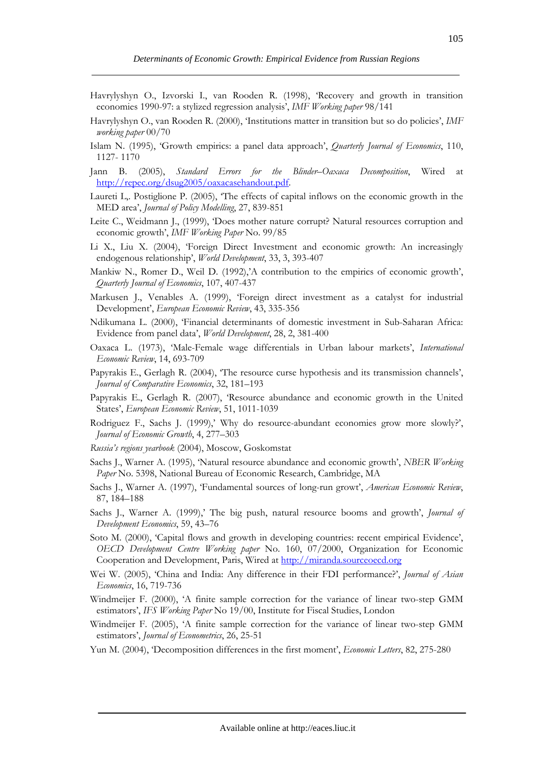Havrylyshyn O., Izvorski I., van Rooden R. (1998), 'Recovery and growth in transition economies 1990-97: a stylized regression analysis', *IMF Working paper* 98/141

Havrylyshyn O., van Rooden R. (2000), 'Institutions matter in transition but so do policies', *IMF working paper* 00/70

Islam N. (1995), 'Growth empirics: a panel data approach', *Quarterly Journal of Economics*, 110, 1127- 1170

Jann B. (2005), *Standard Errors for the Blinder–Oaxaca Decomposition*, Wired at http://repec.org/dsug2005/oaxacasehandout.pdf.

Laureti L,. Postiglione P. (2005), 'The effects of capital inflows on the economic growth in the MED area', *Journal of Policy Modelling*, 27, 839-851

Leite C., Weidmann J., (1999), 'Does mother nature corrupt? Natural resources corruption and economic growth', *IMF Working Paper* No. 99/85

Li X., Liu X. (2004), 'Foreign Direct Investment and economic growth: An increasingly endogenous relationship', *World Development*, 33, 3, 393-407

Mankiw N., Romer D., Weil D. (1992),'A contribution to the empirics of economic growth', *Quarterly Journal of Economics*, 107, 407-437

Markusen J., Venables A. (1999), 'Foreign direct investment as a catalyst for industrial Development', *European Economic Review*, 43, 335-356

Ndikumana L. (2000), 'Financial determinants of domestic investment in Sub-Saharan Africa: Evidence from panel data', *World Development*, 28, 2, 381-400

Oaxaca L. (1973), 'Male-Female wage differentials in Urban labour markets', *International Economic Review*, 14, 693-709

Papyrakis E., Gerlagh R. (2004), 'The resource curse hypothesis and its transmission channels', *Journal of Comparative Economics*, 32, 181–193

Papyrakis E., Gerlagh R. (2007), 'Resource abundance and economic growth in the United States', *European Economic Review*, 51, 1011-1039

Rodriguez F., Sachs J. (1999),' Why do resource-abundant economies grow more slowly?', *Journal of Economic Growth*, 4, 277–303

*Russia's regions yearbook* (2004), Moscow, Goskomstat

Sachs J., Warner A. (1995), 'Natural resource abundance and economic growth', *NBER Working Paper* No. 5398, National Bureau of Economic Research, Cambridge, MA

Sachs J., Warner A. (1997), 'Fundamental sources of long-run growt', *American Economic Review*, 87, 184–188

Sachs J., Warner A. (1999),' The big push, natural resource booms and growth', *Journal of Development Economics*, 59, 43–76

Soto M. (2000), 'Capital flows and growth in developing countries: recent empirical Evidence', *OECD Development Centre Working paper* No. 160, 07/2000, Organization for Economic Cooperation and Development, Paris, Wired at http://miranda.sourceoecd.org

Wei W. (2005), 'China and India: Any difference in their FDI performance?', *Journal of Asian Economics*, 16, 719-736

Windmeijer F. (2000), 'A finite sample correction for the variance of linear two-step GMM estimators', *IFS Working Paper* No 19/00, Institute for Fiscal Studies, London

Windmeijer F. (2005), 'A finite sample correction for the variance of linear two-step GMM estimators', *Journal of Econometrics*, 26, 25-51

Yun M. (2004), 'Decomposition differences in the first moment', *Economic Letters*, 82, 275-280